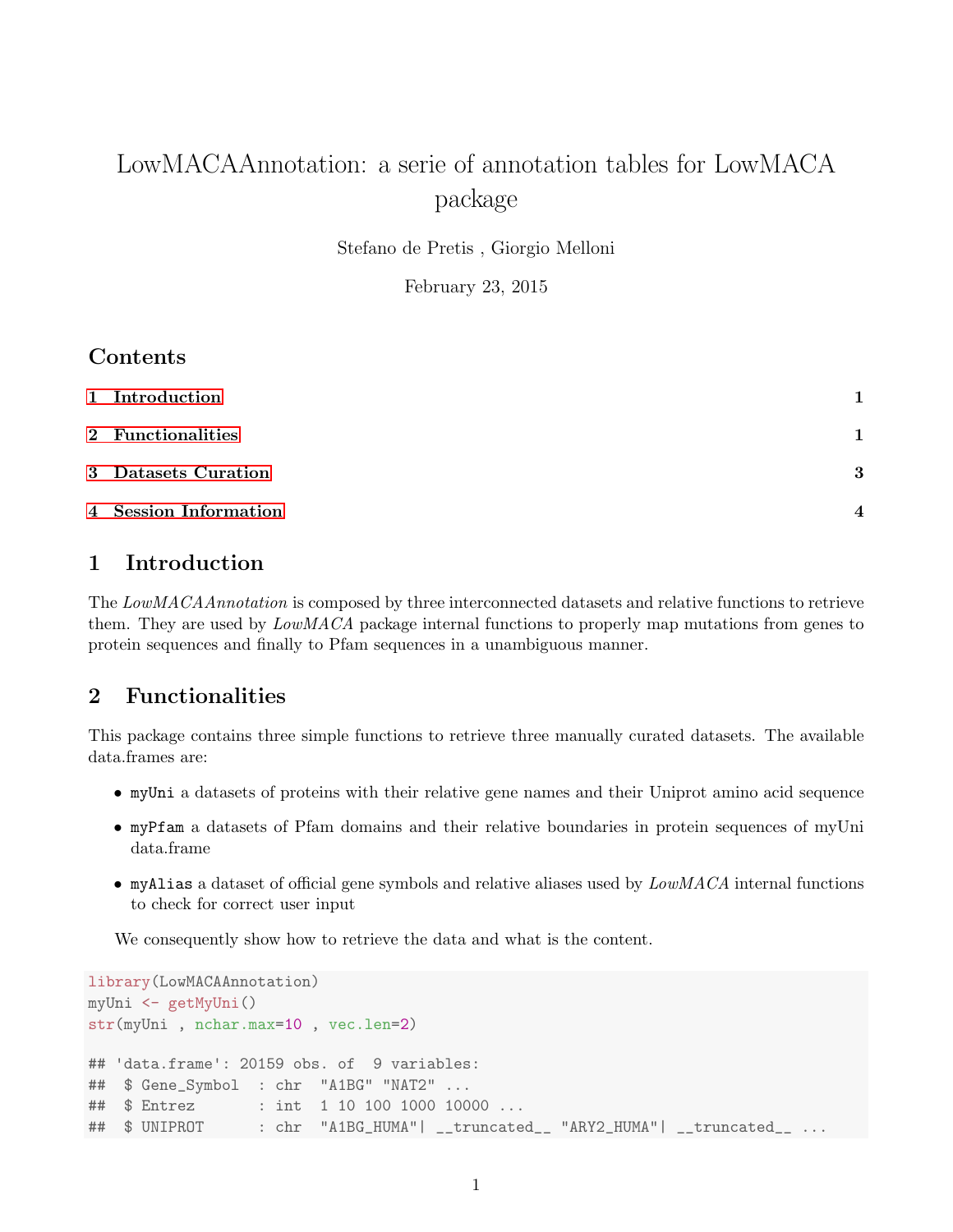# LowMACAAnnotation: a serie of annotation tables for LowMACA package

Stefano de Pretis , Giorgio Melloni

February 23, 2015

## Contents

1 Introduction 1

2 Functionalities 1

3 Datasets Curation 3

4 Session Information 4

## 1 Introduction

The *LowMACAAnnotation* is composed by three interconnected datasets and relative functions to retrieve them. They are used by *LowMACA* package internal functions to properly map mutations from genes to protein sequences and finally to Pfam sequences in a unambiguous manner.

## 2 Functionalities

This package contains three simple functions to retrieve three manually curated datasets. The available data.frames are:

- `myUni` a datasets of proteins with their relative gene names and their Uniprot amino acid sequence
- `myPfam` a datasets of Pfam domains and their relative boundaries in protein sequences of myUni data.frame
- `myAlias` a dataset of official gene symbols and relative aliases used by *LowMACA* internal functions to check for correct user input

We consequently show how to retrieve the data and what is the content.

```
library(LowMACAAnnotation)
myUni <- getMyUni()
str(myUni , nchar.max=10 , vec.len=2)

## 'data.frame': 20159 obs. of  9 variables:
##  $ Gene_Symbol  : chr  "A1BG" "NAT2" ...
##  $ Entrez       : int  1 10 100 1000 10000 ...
##  $ UNIPROT      : chr  "A1BG_HUMA"| __truncated__ "ARY2_HUMA"| __truncated__ ...
```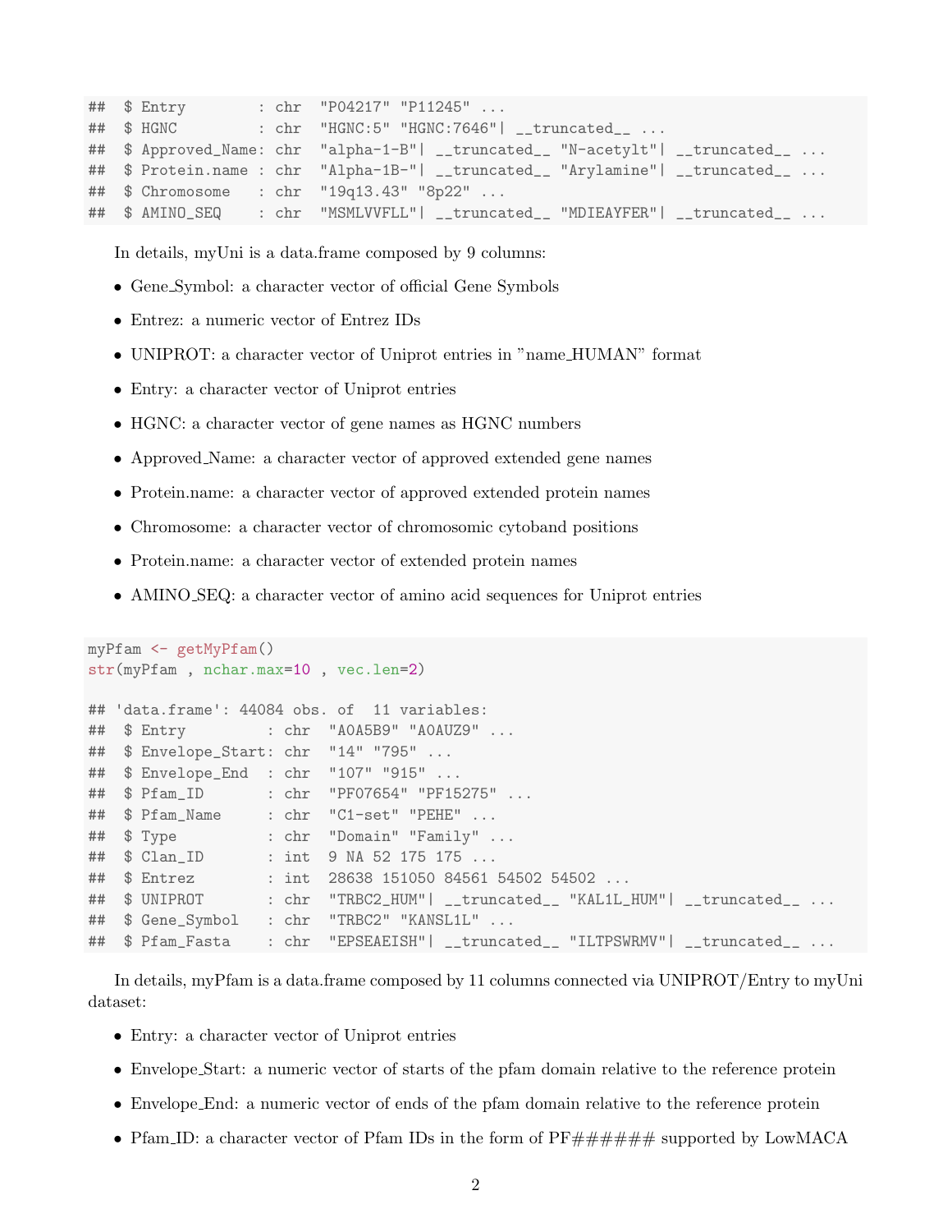```
## $ Entry        : chr  "P04217" "P11245" ...
## $ HGNC         : chr  "HGNC:5" "HGNC:7646"| __truncated__ ...
## $ Approved_Name: chr  "alpha-1-B"| __truncated__ "N-acetylt"| __truncated__ ...
## $ Protein.name : chr  "Alpha-1B-"| __truncated__ "Arylamine"| __truncated__ ...
## $ Chromosome   : chr  "19q13.43" "8p22" ...
## $ AMINO_SEQ    : chr  "MSMLVVFLL"| __truncated__ "MDIEAYFER"| __truncated__ ...
```

In details, myUni is a data.frame composed by 9 columns:

- Gene_Symbol: a character vector of official Gene Symbols
- Entrez: a numeric vector of Entrez IDs
- UNIPROT: a character vector of Uniprot entries in "name_HUMAN" format
- Entry: a character vector of Uniprot entries
- HGNC: a character vector of gene names as HGNC numbers
- Approved_Name: a character vector of approved extended gene names
- Protein.name: a character vector of approved extended protein names
- Chromosome: a character vector of chromosomic cytoband positions
- Protein.name: a character vector of extended protein names
- AMINO_SEQ: a character vector of amino acid sequences for Uniprot entries

```
myPfam <- getMyPfam()
str(myPfam , nchar.max=10 , vec.len=2)

## 'data.frame': 44084 obs. of  11 variables:
## $ Entry         : chr  "A0A5B9" "A0AUZ9" ...
## $ Envelope_Start: chr  "14" "795" ...
## $ Envelope_End  : chr  "107" "915" ...
## $ Pfam_ID       : chr  "PF07654" "PF15275" ...
## $ Pfam_Name     : chr  "C1-set" "PEHE" ...
## $ Type          : chr  "Domain" "Family" ...
## $ Clan_ID       : int  9 NA 52 175 175 ...
## $ Entrez        : int  28638 151050 84561 54502 54502 ...
## $ UNIPROT       : chr  "TRBC2_HUM"| __truncated__ "KAL1L_HUM"| __truncated__ ...
## $ Gene_Symbol   : chr  "TRBC2" "KANSL1L" ...
## $ Pfam_Fasta    : chr  "EPSEAEISH"| __truncated__ "ILTPSWRMV"| __truncated__ ...
```

In details, myPfam is a data.frame composed by 11 columns connected via UNIPROT/Entry to myUni dataset:

- Entry: a character vector of Uniprot entries
- Envelope_Start: a numeric vector of starts of the pfam domain relative to the reference protein
- Envelope_End: a numeric vector of ends of the pfam domain relative to the reference protein
- Pfam_ID: a character vector of Pfam IDs in the form of PF###### supported by LowMACA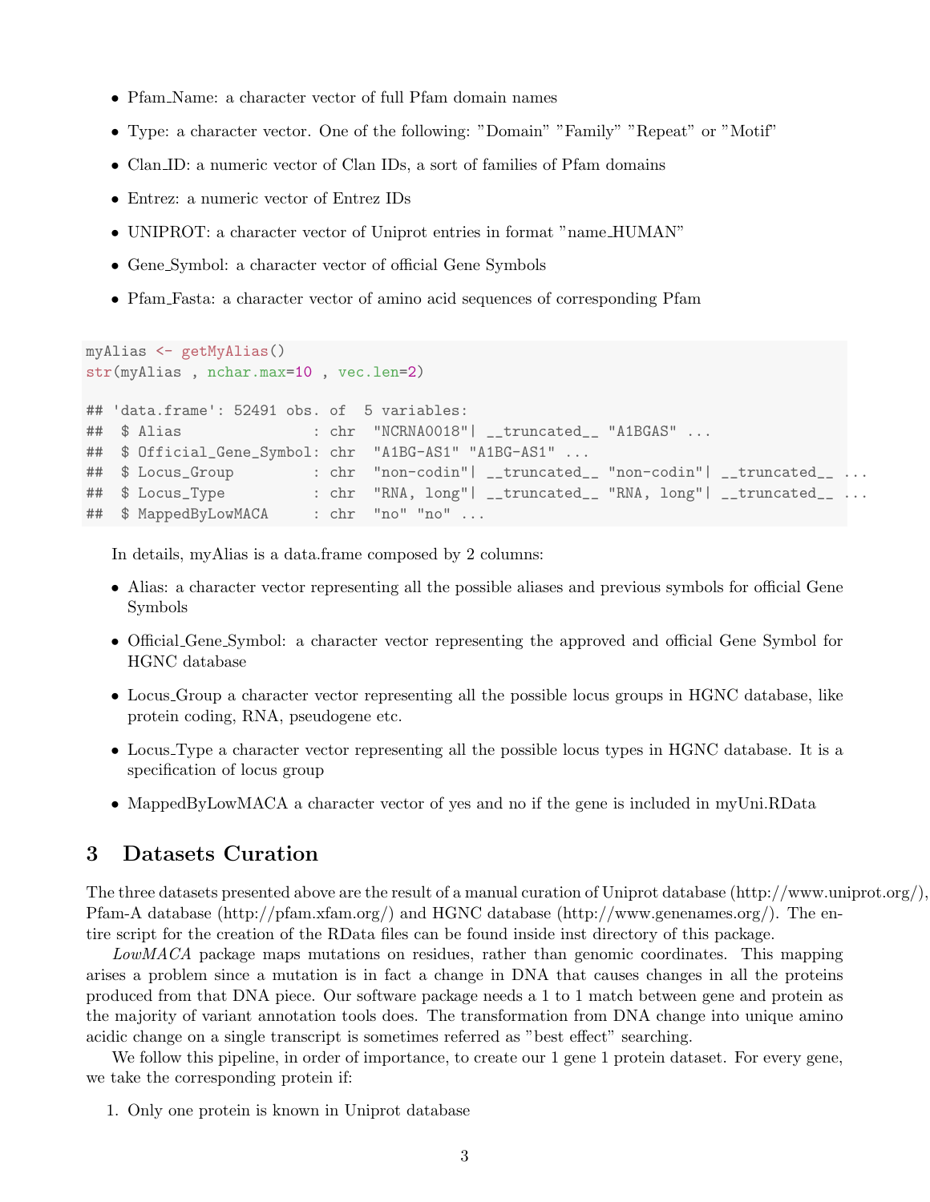- Pfam_Name: a character vector of full Pfam domain names
- Type: a character vector. One of the following: "Domain" "Family" "Repeat" or "Motif"
- Clan_ID: a numeric vector of Clan IDs, a sort of families of Pfam domains
- Entrez: a numeric vector of Entrez IDs
- UNIPROT: a character vector of Uniprot entries in format "name_HUMAN"
- Gene_Symbol: a character vector of official Gene Symbols
- Pfam_Fasta: a character vector of amino acid sequences of corresponding Pfam

```
myAlias <- getMyAlias()
str(myAlias , nchar.max=10 , vec.len=2)

## 'data.frame': 52491 obs. of  5 variables:
##  $ Alias               : chr  "NCRNA0018"| __truncated__ "A1BGAS" ...
##  $ Official_Gene_Symbol: chr  "A1BG-AS1" "A1BG-AS1" ...
##  $ Locus_Group         : chr  "non-codin"| __truncated__ "non-codin"| __truncated__ ...
##  $ Locus_Type          : chr  "RNA, long"| __truncated__ "RNA, long"| __truncated__ ...
##  $ MappedByLowMACA     : chr  "no" "no" ...
```

In details, myAlias is a data.frame composed by 2 columns:

- Alias: a character vector representing all the possible aliases and previous symbols for official Gene Symbols
- Official_Gene_Symbol: a character vector representing the approved and official Gene Symbol for HGNC database
- Locus_Group a character vector representing all the possible locus groups in HGNC database, like protein coding, RNA, pseudogene etc.
- Locus_Type a character vector representing all the possible locus types in HGNC database. It is a specification of locus group
- MappedByLowMACA a character vector of yes and no if the gene is included in myUni.RData

## 3 Datasets Curation

The three datasets presented above are the result of a manual curation of Uniprot database (http://www.uniprot.org/), Pfam-A database (http://pfam.xfam.org/) and HGNC database (http://www.genenames.org/). The entire script for the creation of the RData files can be found inside inst directory of this package.

*LowMACA* package maps mutations on residues, rather than genomic coordinates. This mapping arises a problem since a mutation is in fact a change in DNA that causes changes in all the proteins produced from that DNA piece. Our software package needs a 1 to 1 match between gene and protein as the majority of variant annotation tools does. The transformation from DNA change into unique amino acidic change on a single transcript is sometimes referred as "best effect" searching.

We follow this pipeline, in order of importance, to create our 1 gene 1 protein dataset. For every gene, we take the corresponding protein if:

1. Only one protein is known in Uniprot database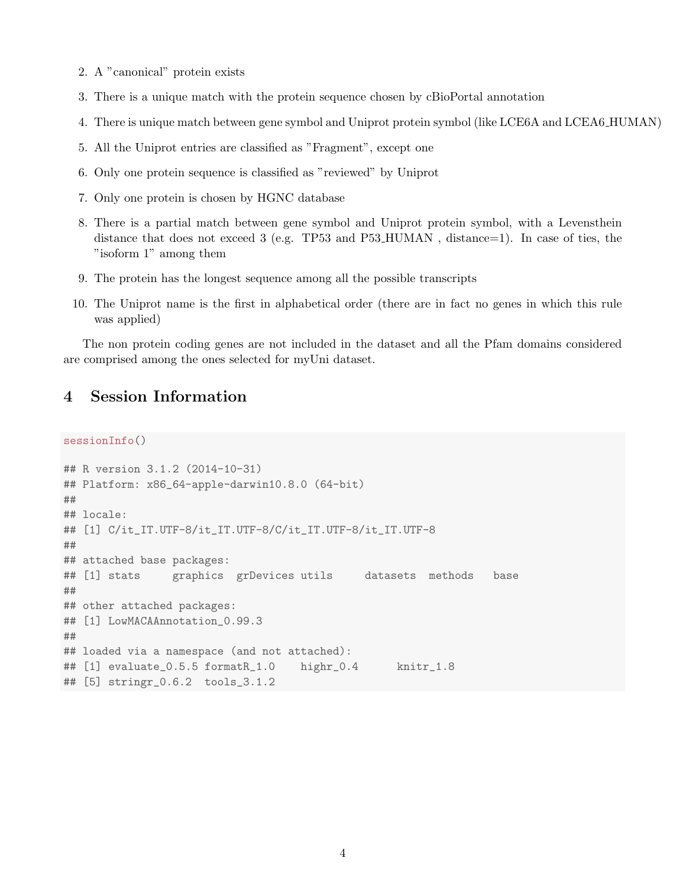2. A "canonical" protein exists
3. There is a unique match with the protein sequence chosen by cBioPortal annotation
4. There is unique match between gene symbol and Uniprot protein symbol (like LCE6A and LCEA6_HUMAN)
5. All the Uniprot entries are classified as "Fragment", except one
6. Only one protein sequence is classified as "reviewed" by Uniprot
7. Only one protein is chosen by HGNC database
8. There is a partial match between gene symbol and Uniprot protein symbol, with a Levensthein distance that does not exceed 3 (e.g. TP53 and P53_HUMAN , distance=1). In case of ties, the "isoform 1" among them
9. The protein has the longest sequence among all the possible transcripts
10. The Uniprot name is the first in alphabetical order (there are in fact no genes in which this rule was applied)

The non protein coding genes are not included in the dataset and all the Pfam domains considered are comprised among the ones selected for myUni dataset.

# 4 Session Information

```
sessionInfo()

## R version 3.1.2 (2014-10-31)
## Platform: x86_64-apple-darwin10.8.0 (64-bit)
##
## locale:
## [1] C/it_IT.UTF-8/it_IT.UTF-8/C/it_IT.UTF-8/it_IT.UTF-8
##
## attached base packages:
## [1] stats     graphics  grDevices utils     datasets  methods   base
##
## other attached packages:
## [1] LowMACAAnnotation_0.99.3
##
## loaded via a namespace (and not attached):
## [1] evaluate_0.5.5 formatR_1.0    highr_0.4      knitr_1.8
## [5] stringr_0.6.2  tools_3.1.2
```